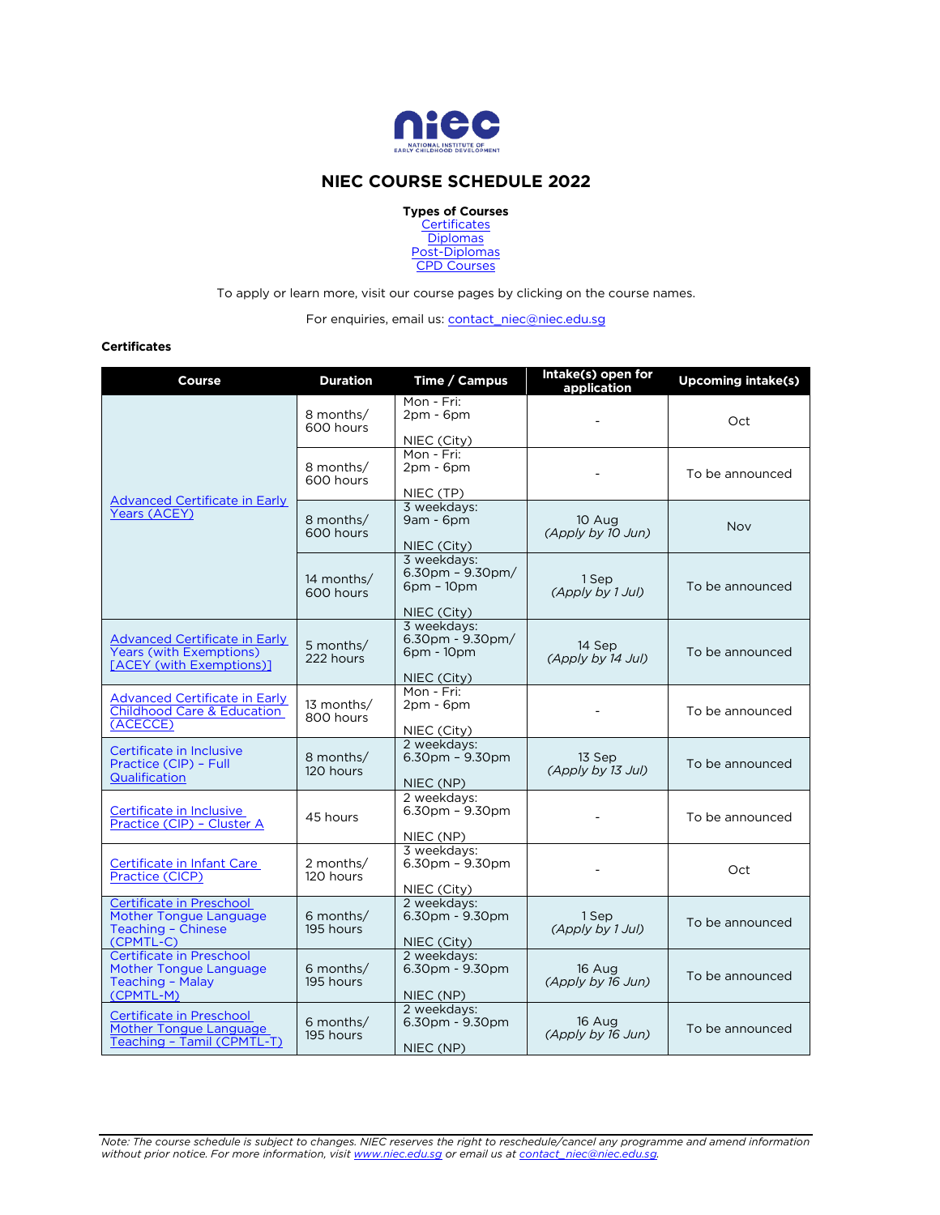# NIEC COURSE SCHEDULE 2022

**Types of Courses**
Certificates
Diplomas
Post-Diplomas
CPD Courses

To apply or learn more, visit our course pages by clicking on the course names.

For enquiries, email us: contact_niec@niec.edu.sg

**Certificates**

| Course | Duration | Time / Campus | Intake(s) open for application | Upcoming intake(s) |
|---|---|---|---|---|
| Advanced Certificate in Early Years (ACEY) | 8 months/ 600 hours | Mon - Fri: 2pm - 6pm<br><br>NIEC (City) | - | Oct |
| | 8 months/ 600 hours | Mon - Fri: 2pm - 6pm<br><br>NIEC (TP) | - | To be announced |
| | 8 months/ 600 hours | 3 weekdays: 9am - 6pm<br><br>NIEC (City) | 10 Aug *(Apply by 10 Jun)* | Nov |
| | 14 months/ 600 hours | 3 weekdays: 6.30pm – 9.30pm/ 6pm – 10pm<br><br>NIEC (City) | 1 Sep *(Apply by 1 Jul)* | To be announced |
| Advanced Certificate in Early Years (with Exemptions) [ACEY (with Exemptions)] | 5 months/ 222 hours | 3 weekdays: 6.30pm - 9.30pm/ 6pm - 10pm<br><br>NIEC (City) | 14 Sep *(Apply by 14 Jul)* | To be announced |
| Advanced Certificate in Early Childhood Care & Education (ACECCE) | 13 months/ 800 hours | Mon - Fri: 2pm - 6pm<br><br>NIEC (City) | - | To be announced |
| Certificate in Inclusive Practice (CIP) – Full Qualification | 8 months/ 120 hours | 2 weekdays: 6.30pm – 9.30pm<br><br>NIEC (NP) | 13 Sep *(Apply by 13 Jul)* | To be announced |
| Certificate in Inclusive Practice (CIP) – Cluster A | 45 hours | 2 weekdays: 6.30pm – 9.30pm<br><br>NIEC (NP) | - | To be announced |
| Certificate in Infant Care Practice (CICP) | 2 months/ 120 hours | 3 weekdays: 6.30pm – 9.30pm<br><br>NIEC (City) | - | Oct |
| Certificate in Preschool Mother Tongue Language Teaching – Chinese (CPMTL-C) | 6 months/ 195 hours | 2 weekdays: 6.30pm - 9.30pm<br><br>NIEC (City) | 1 Sep *(Apply by 1 Jul)* | To be announced |
| Certificate in Preschool Mother Tongue Language Teaching – Malay (CPMTL-M) | 6 months/ 195 hours | 2 weekdays: 6.30pm - 9.30pm<br><br>NIEC (NP) | 16 Aug *(Apply by 16 Jun)* | To be announced |
| Certificate in Preschool Mother Tongue Language Teaching – Tamil (CPMTL-T) | 6 months/ 195 hours | 2 weekdays: 6.30pm - 9.30pm<br><br>NIEC (NP) | 16 Aug *(Apply by 16 Jun)* | To be announced |

*Note: The course schedule is subject to changes. NIEC reserves the right to reschedule/cancel any programme and amend information without prior notice. For more information, visit www.niec.edu.sg or email us at contact_niec@niec.edu.sg.*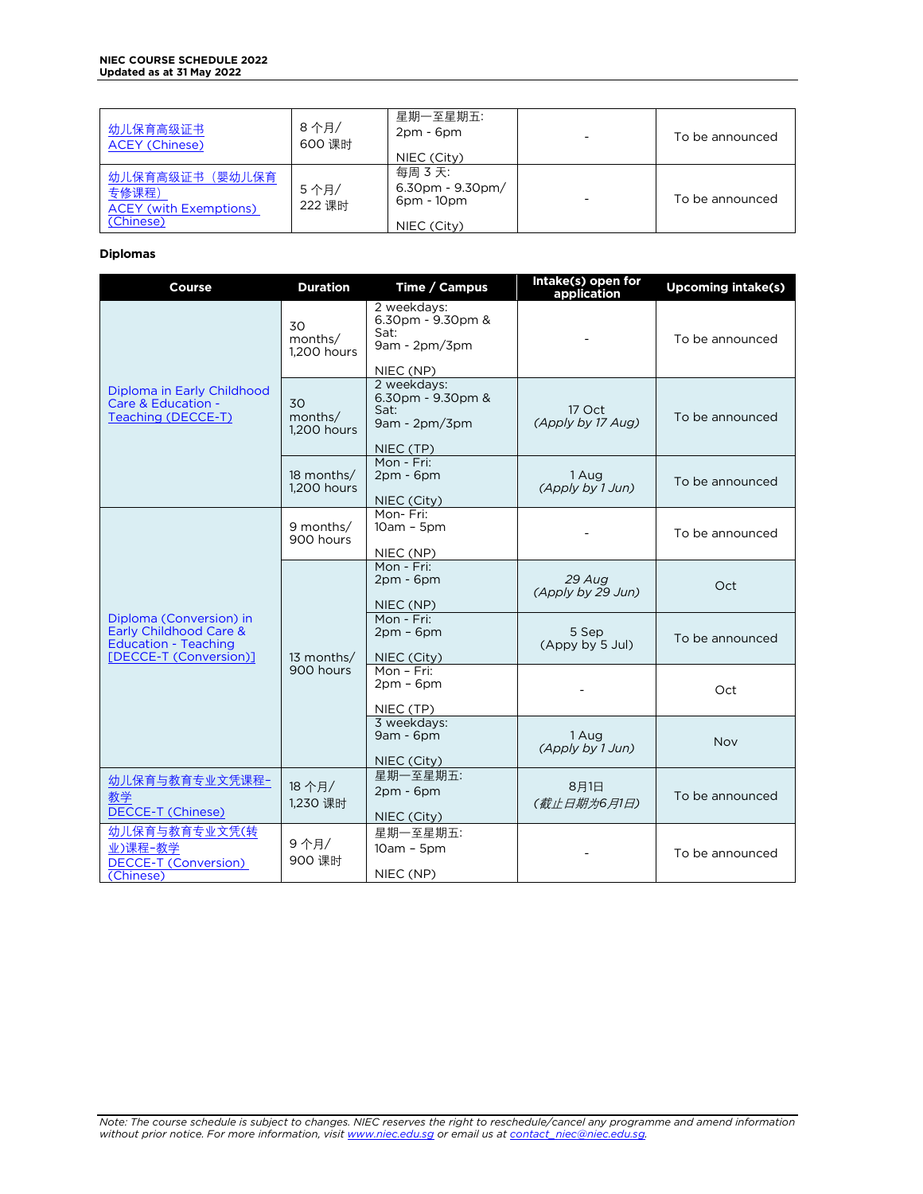| | | | | |
|---|---|---|---|---|
| 幼儿保育高级证书<br>ACEY (Chinese) | 8 个月/<br>600 课时 | 星期一至星期五:<br>2pm - 6pm<br><br>NIEC (City) | - | To be announced |
| 幼儿保育高级证书（婴幼儿保育专修课程）<br>ACEY (with Exemptions) (Chinese) | 5 个月/<br>222 课时 | 每周 3 天:<br>6.30pm - 9.30pm/<br>6pm - 10pm<br><br>NIEC (City) | - | To be announced |

**Diplomas**

| Course | Duration | Time / Campus | Intake(s) open for application | Upcoming intake(s) |
|---|---|---|---|---|
| Diploma in Early Childhood Care & Education - Teaching (DECCE-T) | 30 months/<br>1,200 hours | 2 weekdays:<br>6.30pm - 9.30pm &<br>Sat:<br>9am - 2pm/3pm<br><br>NIEC (NP) | - | To be announced |
| | 30 months/<br>1,200 hours | 2 weekdays:<br>6.30pm - 9.30pm &<br>Sat:<br>9am - 2pm/3pm<br><br>NIEC (TP) | 17 Oct<br>*(Apply by 17 Aug)* | To be announced |
| | 18 months/<br>1,200 hours | Mon - Fri:<br>2pm - 6pm<br><br>NIEC (City) | 1 Aug<br>*(Apply by 1 Jun)* | To be announced |
| Diploma (Conversion) in Early Childhood Care & Education - Teaching [DECCE-T (Conversion)] | 9 months/<br>900 hours | Mon- Fri:<br>10am – 5pm<br><br>NIEC (NP) | - | To be announced |
| | 13 months/<br>900 hours | Mon - Fri:<br>2pm - 6pm<br><br>NIEC (NP) | *29 Aug*<br>*(Apply by 29 Jun)* | Oct |
| | | Mon - Fri:<br>2pm – 6pm<br><br>NIEC (City) | 5 Sep<br>(Appy by 5 Jul) | To be announced |
| | | Mon - Fri:<br>2pm – 6pm<br><br>NIEC (TP) | - | Oct |
| | | 3 weekdays:<br>9am - 6pm<br><br>NIEC (City) | 1 Aug<br>*(Apply by 1 Jun)* | Nov |
| 幼儿保育与教育专业文凭课程-教学<br>DECCE-T (Chinese) | 18 个月/<br>1,230 课时 | 星期一至星期五:<br>2pm - 6pm<br><br>NIEC (City) | 8月1日<br>*(截止日期为6月1日)* | To be announced |
| 幼儿保育与教育专业文凭(转业)课程-教学<br>DECCE-T (Conversion) (Chinese) | 9 个月/<br>900 课时 | 星期一至星期五:<br>10am – 5pm<br><br>NIEC (NP) | - | To be announced |

*Note: The course schedule is subject to changes. NIEC reserves the right to reschedule/cancel any programme and amend information without prior notice. For more information, visit www.niec.edu.sg or email us at contact_niec@niec.edu.sg.*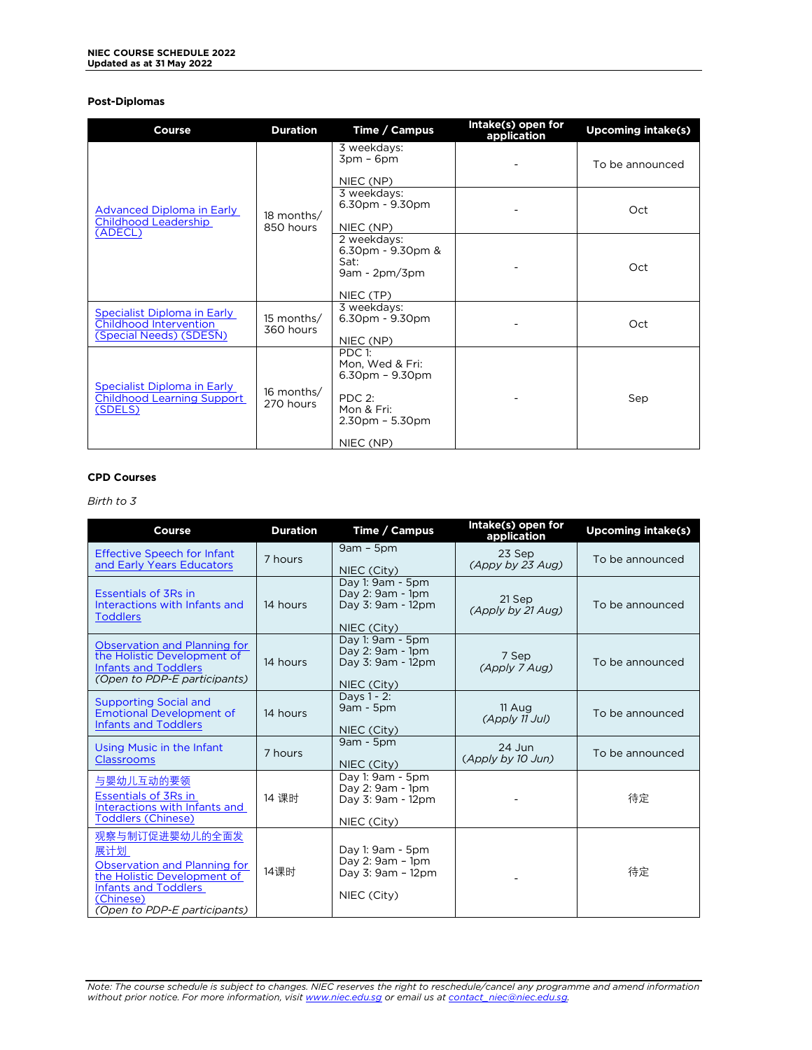NIEC COURSE SCHEDULE 2022
Updated as at 31 May 2022

### Post-Diplomas

| Course | Duration | Time / Campus | Intake(s) open for application | Upcoming intake(s) |
|---|---|---|---|---|
| Advanced Diploma in Early Childhood Leadership (ADECL) | 18 months/ 850 hours | 3 weekdays: 3pm – 6pm<br><br>NIEC (NP) | - | To be announced |
| | | 3 weekdays: 6.30pm - 9.30pm<br><br>NIEC (NP) | - | Oct |
| | | 2 weekdays: 6.30pm - 9.30pm & Sat: 9am - 2pm/3pm<br><br>NIEC (TP) | - | Oct |
| Specialist Diploma in Early Childhood Intervention (Special Needs) (SDESN) | 15 months/ 360 hours | 3 weekdays: 6.30pm - 9.30pm<br><br>NIEC (NP) | - | Oct |
| Specialist Diploma in Early Childhood Learning Support (SDELS) | 16 months/ 270 hours | PDC 1: Mon, Wed & Fri: 6.30pm – 9.30pm<br><br>PDC 2: Mon & Fri: 2.30pm – 5.30pm<br><br>NIEC (NP) | - | Sep |

### CPD Courses

*Birth to 3*

| Course | Duration | Time / Campus | Intake(s) open for application | Upcoming intake(s) |
|---|---|---|---|---|
| Effective Speech for Infant and Early Years Educators | 7 hours | 9am – 5pm<br><br>NIEC (City) | 23 Sep<br>*(Appy by 23 Aug)* | To be announced |
| Essentials of 3Rs in Interactions with Infants and Toddlers | 14 hours | Day 1: 9am - 5pm<br>Day 2: 9am - 1pm<br>Day 3: 9am - 12pm<br><br>NIEC (City) | 21 Sep<br>*(Apply by 21 Aug)* | To be announced |
| Observation and Planning for the Holistic Development of Infants and Toddlers<br>*(Open to PDP-E participants)* | 14 hours | Day 1: 9am - 5pm<br>Day 2: 9am - 1pm<br>Day 3: 9am - 12pm<br><br>NIEC (City) | 7 Sep<br>*(Apply 7 Aug)* | To be announced |
| Supporting Social and Emotional Development of Infants and Toddlers | 14 hours | Days 1 - 2: 9am - 5pm<br><br>NIEC (City) | 11 Aug<br>*(Apply 11 Jul)* | To be announced |
| Using Music in the Infant Classrooms | 7 hours | 9am - 5pm<br><br>NIEC (City) | 24 Jun<br>*(Apply by 10 Jun)* | To be announced |
| 与婴幼儿互动的要领<br>Essentials of 3Rs in Interactions with Infants and Toddlers (Chinese) | 14 课时 | Day 1: 9am - 5pm<br>Day 2: 9am - 1pm<br>Day 3: 9am - 12pm<br><br>NIEC (City) | - | 待定 |
| 观察与制订促进婴幼儿的全面发展计划<br>Observation and Planning for the Holistic Development of Infants and Toddlers (Chinese)<br>*(Open to PDP-E participants)* | 14课时 | Day 1: 9am - 5pm<br>Day 2: 9am – 1pm<br>Day 3: 9am – 12pm<br><br>NIEC (City) | - | 待定 |

*Note: The course schedule is subject to changes. NIEC reserves the right to reschedule/cancel any programme and amend information without prior notice. For more information, visit www.niec.edu.sg or email us at contact_niec@niec.edu.sg.*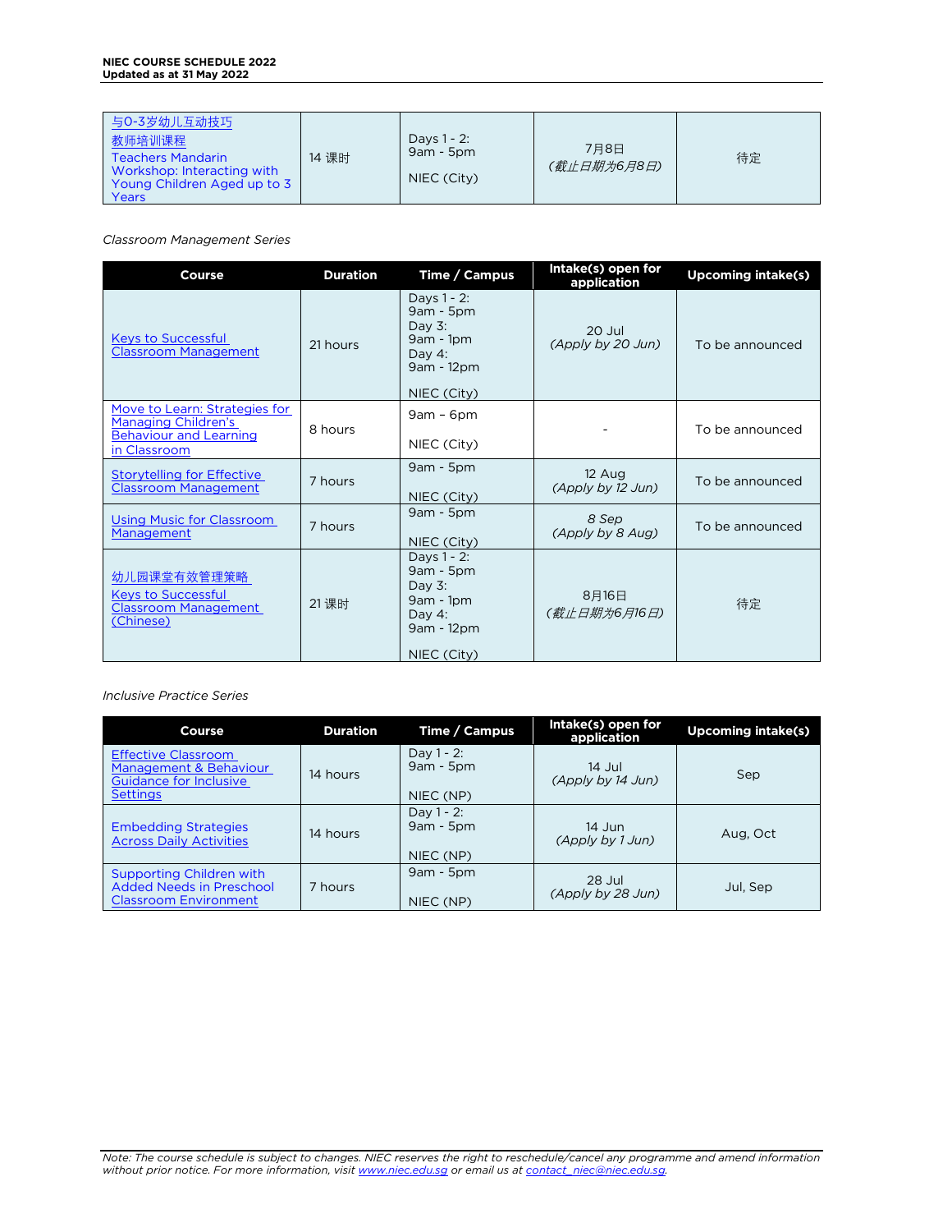| | | | | |
|---|---|---|---|---|
| 与0-3岁幼儿互动技巧 教师培训课程 Teachers Mandarin Workshop: Interacting with Young Children Aged up to 3 Years | 14 课时 | Days 1 - 2: 9am - 5pm<br><br>NIEC (City) | 7月8日 *(截止日期为6月8日)* | 待定 |

*Classroom Management Series*

| Course | Duration | Time / Campus | Intake(s) open for application | Upcoming intake(s) |
|---|---|---|---|---|
| Keys to Successful Classroom Management | 21 hours | Days 1 - 2: 9am - 5pm<br>Day 3: 9am - 1pm<br>Day 4: 9am - 12pm<br><br>NIEC (City) | 20 Jul *(Apply by 20 Jun)* | To be announced |
| Move to Learn: Strategies for Managing Children's Behaviour and Learning in Classroom | 8 hours | 9am – 6pm<br><br>NIEC (City) | - | To be announced |
| Storytelling for Effective Classroom Management | 7 hours | 9am - 5pm<br><br>NIEC (City) | 12 Aug *(Apply by 12 Jun)* | To be announced |
| Using Music for Classroom Management | 7 hours | 9am - 5pm<br><br>NIEC (City) | *8 Sep (Apply by 8 Aug)* | To be announced |
| 幼儿园课堂有效管理策略 Keys to Successful Classroom Management (Chinese) | 21 课时 | Days 1 - 2: 9am - 5pm<br>Day 3: 9am - 1pm<br>Day 4: 9am - 12pm<br><br>NIEC (City) | 8月16日 *(截止日期为6月16日)* | 待定 |

*Inclusive Practice Series*

| Course | Duration | Time / Campus | Intake(s) open for application | Upcoming intake(s) |
|---|---|---|---|---|
| Effective Classroom Management & Behaviour Guidance for Inclusive Settings | 14 hours | Day 1 - 2: 9am - 5pm<br><br>NIEC (NP) | 14 Jul *(Apply by 14 Jun)* | Sep |
| Embedding Strategies Across Daily Activities | 14 hours | Day 1 - 2: 9am - 5pm<br><br>NIEC (NP) | 14 Jun *(Apply by 1 Jun)* | Aug, Oct |
| Supporting Children with Added Needs in Preschool Classroom Environment | 7 hours | 9am - 5pm<br><br>NIEC (NP) | 28 Jul *(Apply by 28 Jun)* | Jul, Sep |

*Note: The course schedule is subject to changes. NIEC reserves the right to reschedule/cancel any programme and amend information without prior notice. For more information, visit www.niec.edu.sg or email us at contact_niec@niec.edu.sg.*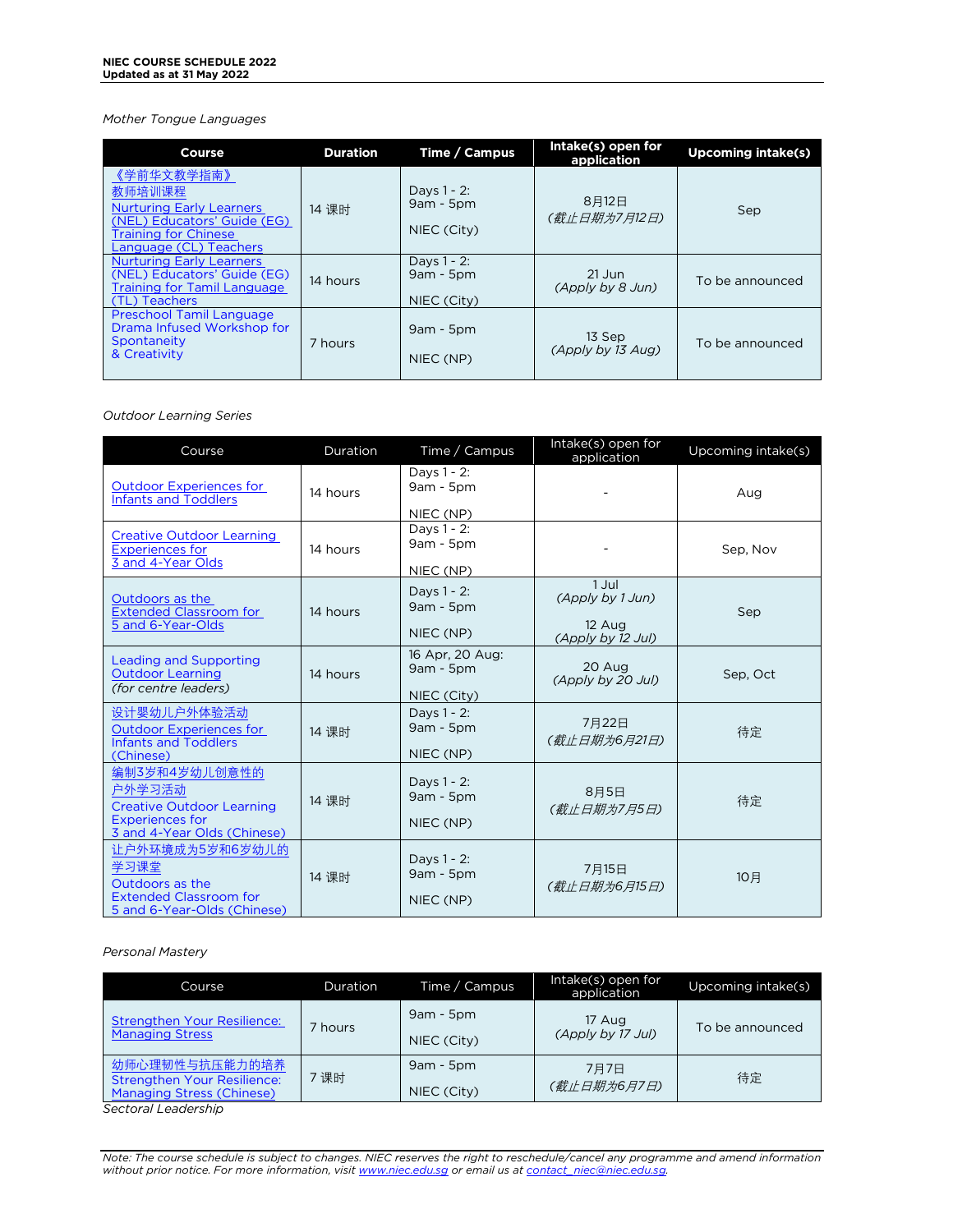*Mother Tongue Languages*

| Course | Duration | Time / Campus | Intake(s) open for application | Upcoming intake(s) |
|---|---|---|---|---|
| 《学前华文教学指南》教师培训课程 Nurturing Early Learners (NEL) Educators' Guide (EG) Training for Chinese Language (CL) Teachers | 14 课时 | Days 1 - 2: 9am - 5pm<br>NIEC (City) | 8月12日 *(截止日期为7月12日)* | Sep |
| Nurturing Early Learners (NEL) Educators' Guide (EG) Training for Tamil Language (TL) Teachers | 14 hours | Days 1 - 2: 9am - 5pm<br>NIEC (City) | 21 Jun *(Apply by 8 Jun)* | To be announced |
| Preschool Tamil Language Drama Infused Workshop for Spontaneity & Creativity | 7 hours | 9am - 5pm<br>NIEC (NP) | 13 Sep *(Apply by 13 Aug)* | To be announced |

*Outdoor Learning Series*

| Course | Duration | Time / Campus | Intake(s) open for application | Upcoming intake(s) |
|---|---|---|---|---|
| Outdoor Experiences for Infants and Toddlers | 14 hours | Days 1 - 2: 9am - 5pm<br>NIEC (NP) | - | Aug |
| Creative Outdoor Learning Experiences for 3 and 4-Year Olds | 14 hours | Days 1 - 2: 9am - 5pm<br>NIEC (NP) | - | Sep, Nov |
| Outdoors as the Extended Classroom for 5 and 6-Year-Olds | 14 hours | Days 1 - 2: 9am - 5pm<br>NIEC (NP) | 1 Jul *(Apply by 1 Jun)*<br>12 Aug *(Apply by 12 Jul)* | Sep |
| Leading and Supporting Outdoor Learning *(for centre leaders)* | 14 hours | 16 Apr, 20 Aug: 9am - 5pm<br>NIEC (City) | 20 Aug *(Apply by 20 Jul)* | Sep, Oct |
| 设计婴幼儿户外体验活动 Outdoor Experiences for Infants and Toddlers (Chinese) | 14 课时 | Days 1 - 2: 9am - 5pm<br>NIEC (NP) | 7月22日 *(截止日期为6月21日)* | 待定 |
| 编制3岁和4岁幼儿创意性的户外学习活动 Creative Outdoor Learning Experiences for 3 and 4-Year Olds (Chinese) | 14 课时 | Days 1 - 2: 9am - 5pm<br>NIEC (NP) | 8月5日 *(截止日期为7月5日)* | 待定 |
| 让户外环境成为5岁和6岁幼儿的学习课堂 Outdoors as the Extended Classroom for 5 and 6-Year-Olds (Chinese) | 14 课时 | Days 1 - 2: 9am - 5pm<br>NIEC (NP) | 7月15日 *(截止日期为6月15日)* | 10月 |

*Personal Mastery*

| Course | Duration | Time / Campus | Intake(s) open for application | Upcoming intake(s) |
|---|---|---|---|---|
| Strengthen Your Resilience: Managing Stress | 7 hours | 9am - 5pm<br>NIEC (City) | 17 Aug *(Apply by 17 Jul)* | To be announced |
| 幼师心理韧性与抗压能力的培养 Strengthen Your Resilience: Managing Stress (Chinese) | 7 课时 | 9am - 5pm<br>NIEC (City) | 7月7日 *(截止日期为6月7日)* | 待定 |

*Sectoral Leadership*

*Note: The course schedule is subject to changes. NIEC reserves the right to reschedule/cancel any programme and amend information without prior notice. For more information, visit www.niec.edu.sg or email us at contact_niec@niec.edu.sg.*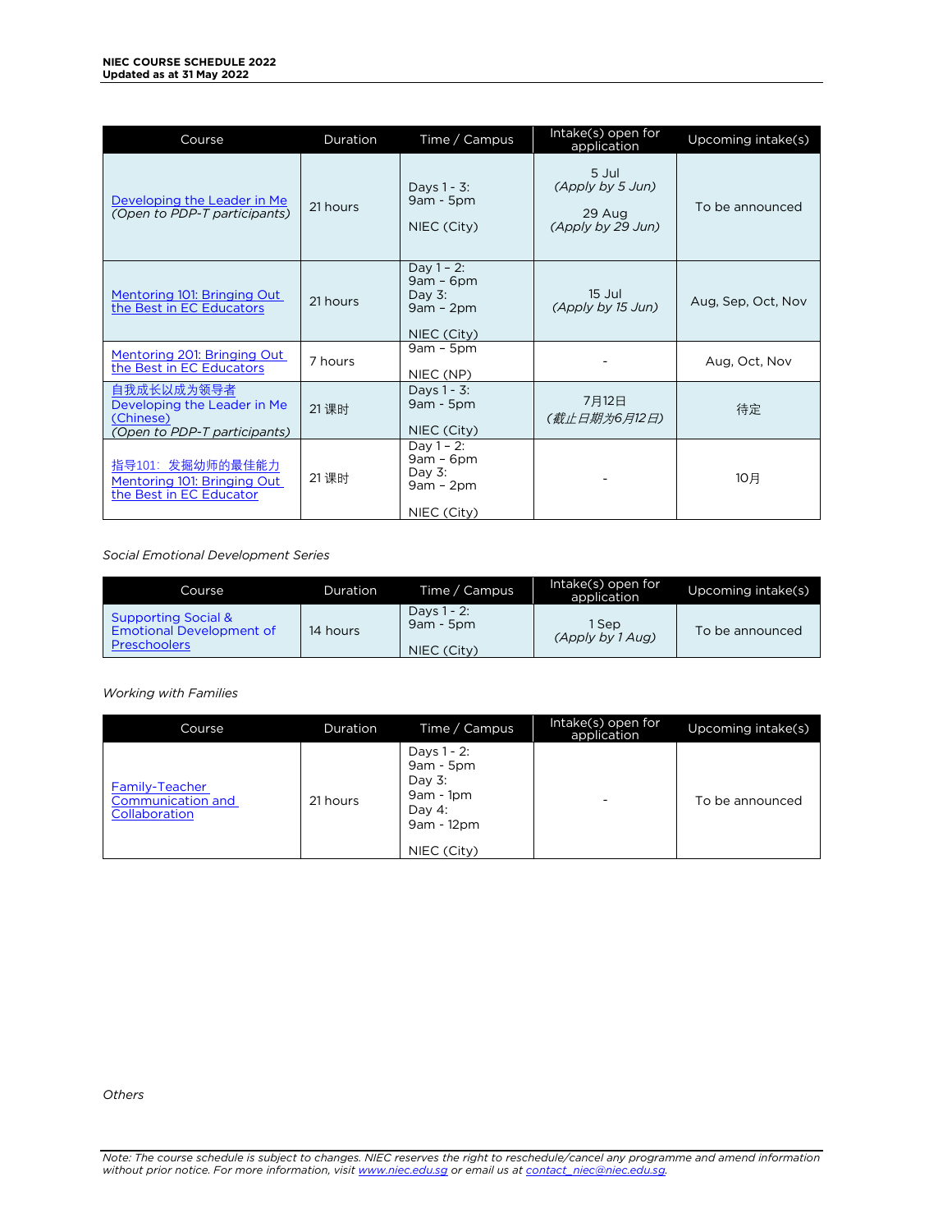| Course | Duration | Time / Campus | Intake(s) open for application | Upcoming intake(s) |
|---|---|---|---|---|
| Developing the Leader in Me *(Open to PDP-T participants)* | 21 hours | Days 1 - 3: 9am - 5pm NIEC (City) | 5 Jul *(Apply by 5 Jun)* 29 Aug *(Apply by 29 Jun)* | To be announced |
| Mentoring 101: Bringing Out the Best in EC Educators | 21 hours | Day 1 – 2: 9am – 6pm Day 3: 9am – 2pm NIEC (City) | 15 Jul *(Apply by 15 Jun)* | Aug, Sep, Oct, Nov |
| Mentoring 201: Bringing Out the Best in EC Educators | 7 hours | 9am – 5pm NIEC (NP) | - | Aug, Oct, Nov |
| 自我成长以成为领导者 Developing the Leader in Me (Chinese) *(Open to PDP-T participants)* | 21 课时 | Days 1 - 3: 9am - 5pm NIEC (City) | 7月12日 *(截止日期为6月12日)* | 待定 |
| 指导101：发掘幼师的最佳能力 Mentoring 101: Bringing Out the Best in EC Educator | 21 课时 | Day 1 – 2: 9am – 6pm Day 3: 9am – 2pm NIEC (City) | - | 10月 |

*Social Emotional Development Series*

| Course | Duration | Time / Campus | Intake(s) open for application | Upcoming intake(s) |
|---|---|---|---|---|
| Supporting Social & Emotional Development of Preschoolers | 14 hours | Days 1 - 2: 9am - 5pm NIEC (City) | 1 Sep *(Apply by 1 Aug)* | To be announced |

*Working with Families*

| Course | Duration | Time / Campus | Intake(s) open for application | Upcoming intake(s) |
|---|---|---|---|---|
| Family-Teacher Communication and Collaboration | 21 hours | Days 1 - 2: 9am - 5pm Day 3: 9am - 1pm Day 4: 9am - 12pm NIEC (City) | - | To be announced |

*Others*

*Note: The course schedule is subject to changes. NIEC reserves the right to reschedule/cancel any programme and amend information without prior notice. For more information, visit www.niec.edu.sg or email us at contact_niec@niec.edu.sg.*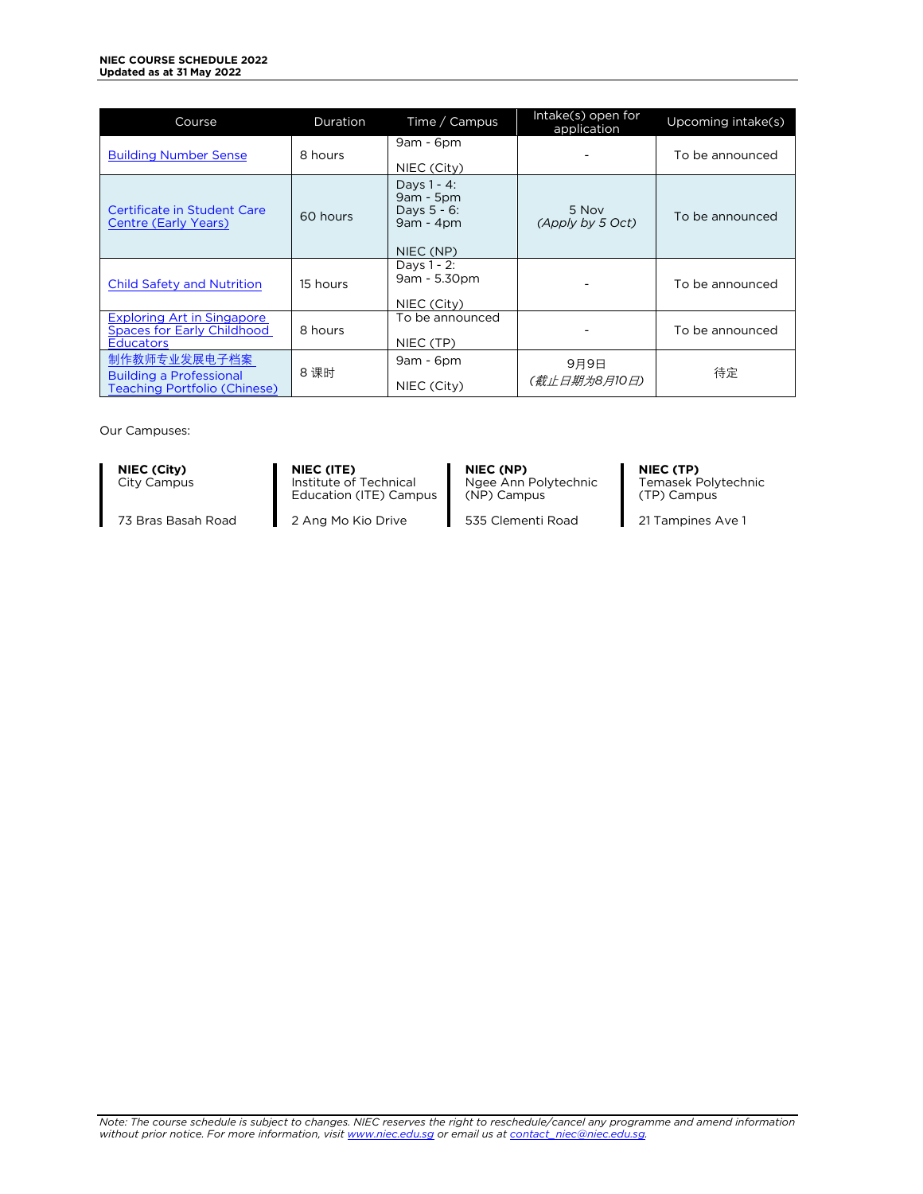**NIEC COURSE SCHEDULE 2022**
**Updated as at 31 May 2022**

| Course | Duration | Time / Campus | Intake(s) open for application | Upcoming intake(s) |
|---|---|---|---|---|
| Building Number Sense | 8 hours | 9am - 6pm<br><br>NIEC (City) | - | To be announced |
| Certificate in Student Care Centre (Early Years) | 60 hours | Days 1 - 4:<br>9am - 5pm<br>Days 5 - 6:<br>9am - 4pm<br><br>NIEC (NP) | 5 Nov<br>*(Apply by 5 Oct)* | To be announced |
| Child Safety and Nutrition | 15 hours | Days 1 - 2:<br>9am - 5.30pm<br><br>NIEC (City) | - | To be announced |
| Exploring Art in Singapore Spaces for Early Childhood Educators | 8 hours | To be announced<br><br>NIEC (TP) | - | To be announced |
| 制作教师专业发展电子档案 Building a Professional Teaching Portfolio (Chinese) | 8 课时 | 9am - 6pm<br><br>NIEC (City) | 9月9日<br>*(截止日期为8月10日)* | 待定 |

Our Campuses:

**NIEC (City)**
City Campus

73 Bras Basah Road

**NIEC (ITE)**
Institute of Technical Education (ITE) Campus

2 Ang Mo Kio Drive

**NIEC (NP)**
Ngee Ann Polytechnic (NP) Campus

535 Clementi Road

**NIEC (TP)**
Temasek Polytechnic (TP) Campus

21 Tampines Ave 1

*Note: The course schedule is subject to changes. NIEC reserves the right to reschedule/cancel any programme and amend information without prior notice. For more information, visit www.niec.edu.sg or email us at contact_niec@niec.edu.sg.*